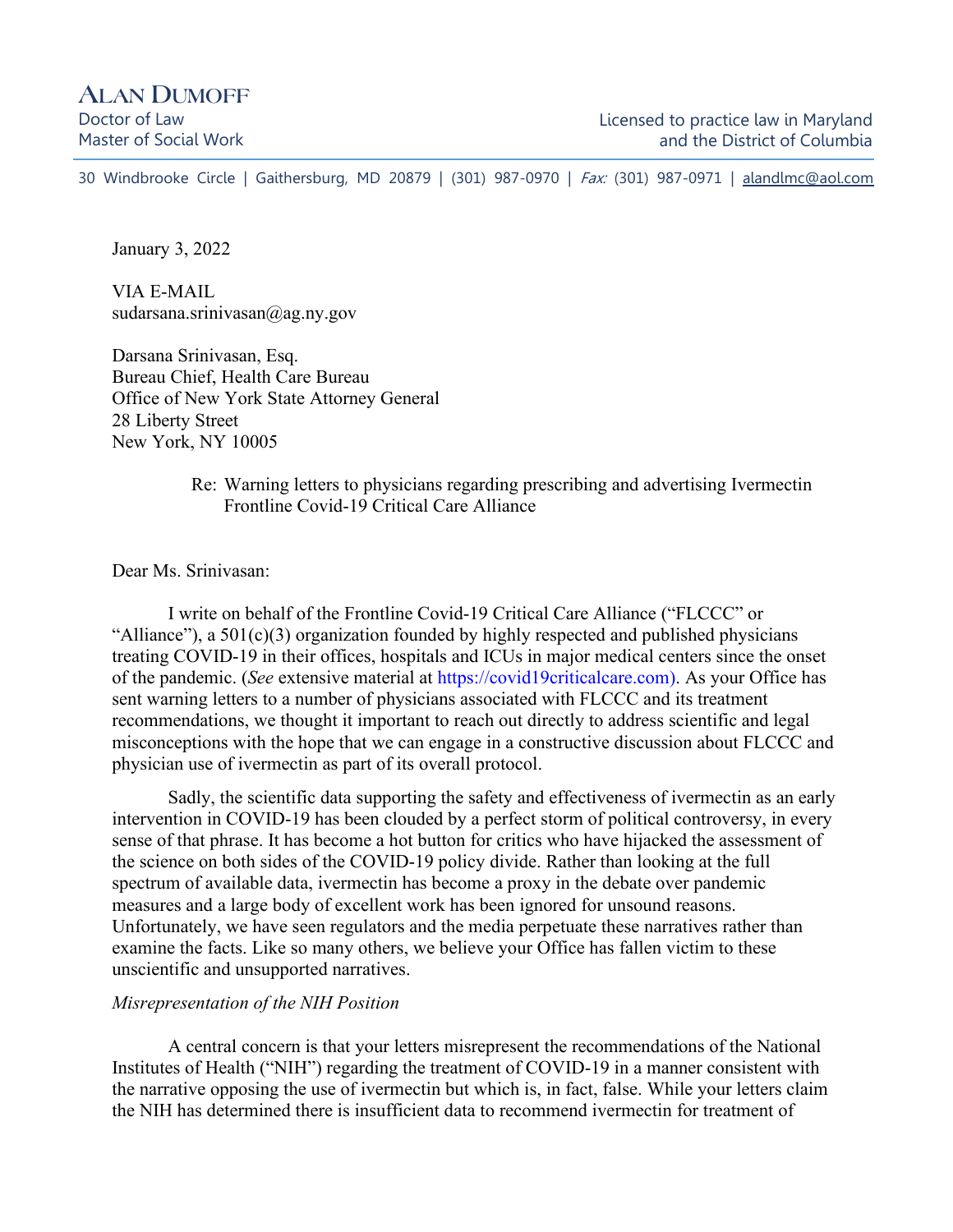# ALAN DUMOFF

Doctor of Law
Master of Social Work

Licensed to practice law in Maryland
and the District of Columbia

30 Windbrooke Circle | Gaithersburg, MD 20879 | (301) 987-0970 | *Fax:* (301) 987-0971 | alandlmc@aol.com

January 3, 2022

VIA E-MAIL
sudarsana.srinivasan@ag.ny.gov

Darsana Srinivasan, Esq.
Bureau Chief, Health Care Bureau
Office of New York State Attorney General
28 Liberty Street
New York, NY 10005

Re: Warning letters to physicians regarding prescribing and advertising Ivermectin
Frontline Covid-19 Critical Care Alliance

Dear Ms. Srinivasan:

I write on behalf of the Frontline Covid-19 Critical Care Alliance ("FLCCC" or "Alliance"), a 501(c)(3) organization founded by highly respected and published physicians treating COVID-19 in their offices, hospitals and ICUs in major medical centers since the onset of the pandemic. (*See* extensive material at https://covid19criticalcare.com). As your Office has sent warning letters to a number of physicians associated with FLCCC and its treatment recommendations, we thought it important to reach out directly to address scientific and legal misconceptions with the hope that we can engage in a constructive discussion about FLCCC and physician use of ivermectin as part of its overall protocol.

Sadly, the scientific data supporting the safety and effectiveness of ivermectin as an early intervention in COVID-19 has been clouded by a perfect storm of political controversy, in every sense of that phrase. It has become a hot button for critics who have hijacked the assessment of the science on both sides of the COVID-19 policy divide. Rather than looking at the full spectrum of available data, ivermectin has become a proxy in the debate over pandemic measures and a large body of excellent work has been ignored for unsound reasons. Unfortunately, we have seen regulators and the media perpetuate these narratives rather than examine the facts. Like so many others, we believe your Office has fallen victim to these unscientific and unsupported narratives.

*Misrepresentation of the NIH Position*

A central concern is that your letters misrepresent the recommendations of the National Institutes of Health ("NIH") regarding the treatment of COVID-19 in a manner consistent with the narrative opposing the use of ivermectin but which is, in fact, false. While your letters claim the NIH has determined there is insufficient data to recommend ivermectin for treatment of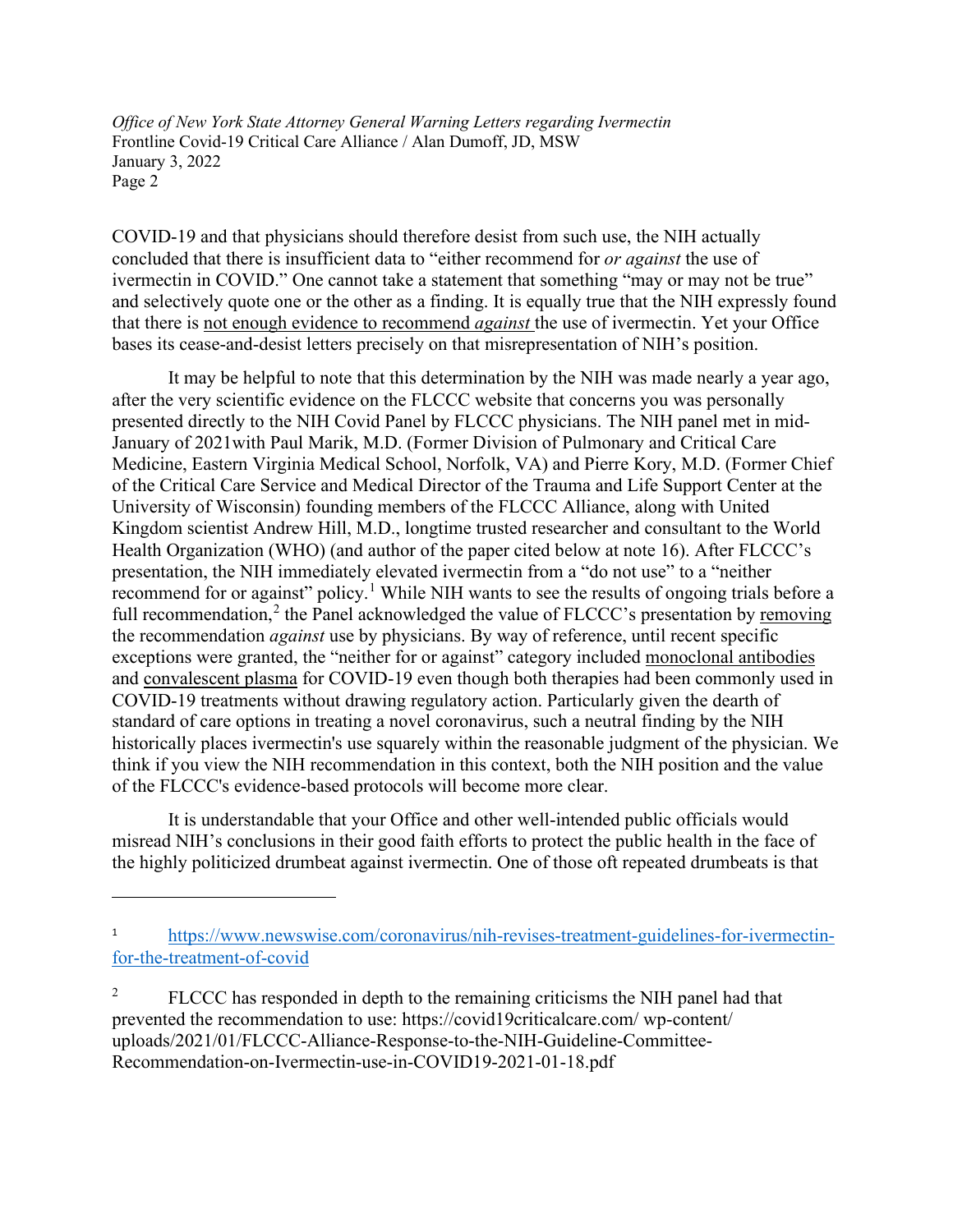COVID-19 and that physicians should therefore desist from such use, the NIH actually concluded that there is insufficient data to "either recommend for *or against* the use of ivermectin in COVID." One cannot take a statement that something "may or may not be true" and selectively quote one or the other as a finding. It is equally true that the NIH expressly found that there is not enough evidence to recommend *against* the use of ivermectin. Yet your Office bases its cease-and-desist letters precisely on that misrepresentation of NIH's position.

It may be helpful to note that this determination by the NIH was made nearly a year ago, after the very scientific evidence on the FLCCC website that concerns you was personally presented directly to the NIH Covid Panel by FLCCC physicians. The NIH panel met in mid-January of 2021with Paul Marik, M.D. (Former Division of Pulmonary and Critical Care Medicine, Eastern Virginia Medical School, Norfolk, VA) and Pierre Kory, M.D. (Former Chief of the Critical Care Service and Medical Director of the Trauma and Life Support Center at the University of Wisconsin) founding members of the FLCCC Alliance, along with United Kingdom scientist Andrew Hill, M.D., longtime trusted researcher and consultant to the World Health Organization (WHO) (and author of the paper cited below at note 16). After FLCCC's presentation, the NIH immediately elevated ivermectin from a "do not use" to a "neither recommend for or against" policy.[1] While NIH wants to see the results of ongoing trials before a full recommendation,[2] the Panel acknowledged the value of FLCCC's presentation by removing the recommendation *against* use by physicians. By way of reference, until recent specific exceptions were granted, the "neither for or against" category included monoclonal antibodies and convalescent plasma for COVID-19 even though both therapies had been commonly used in COVID-19 treatments without drawing regulatory action. Particularly given the dearth of standard of care options in treating a novel coronavirus, such a neutral finding by the NIH historically places ivermectin's use squarely within the reasonable judgment of the physician. We think if you view the NIH recommendation in this context, both the NIH position and the value of the FLCCC's evidence-based protocols will become more clear.

It is understandable that your Office and other well-intended public officials would misread NIH's conclusions in their good faith efforts to protect the public health in the face of the highly politicized drumbeat against ivermectin. One of those oft repeated drumbeats is that

---

[1] https://www.newswise.com/coronavirus/nih-revises-treatment-guidelines-for-ivermectin-for-the-treatment-of-covid

[2] FLCCC has responded in depth to the remaining criticisms the NIH panel had that prevented the recommendation to use: https://covid19criticalcare.com/ wp-content/ uploads/2021/01/FLCCC-Alliance-Response-to-the-NIH-Guideline-Committee-Recommendation-on-Ivermectin-use-in-COVID19-2021-01-18.pdf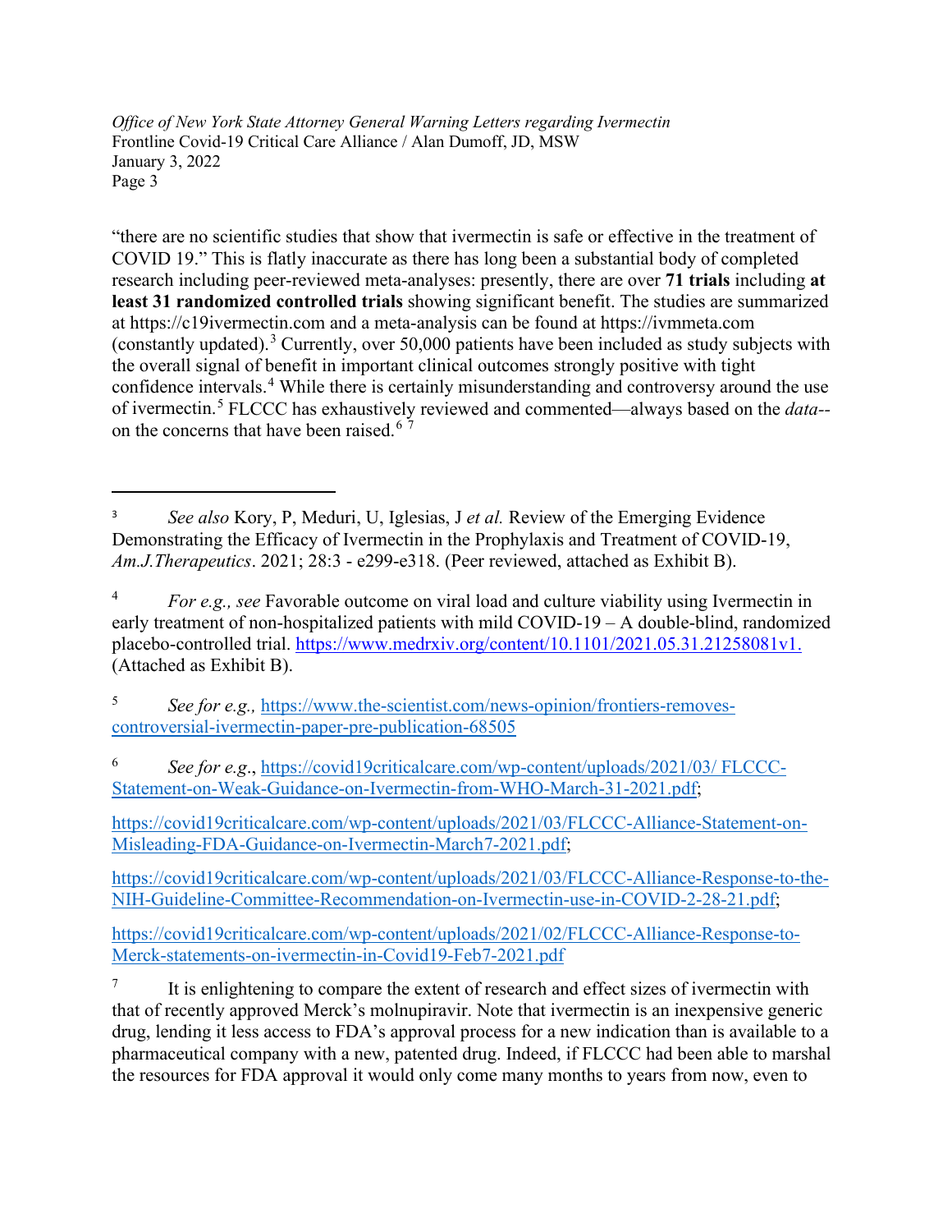"there are no scientific studies that show that ivermectin is safe or effective in the treatment of COVID 19." This is flatly inaccurate as there has long been a substantial body of completed research including peer-reviewed meta-analyses: presently, there are over **71 trials** including **at least 31 randomized controlled trials** showing significant benefit. The studies are summarized at https://c19ivermectin.com and a meta-analysis can be found at https://ivmmeta.com (constantly updated).[3] Currently, over 50,000 patients have been included as study subjects with the overall signal of benefit in important clinical outcomes strongly positive with tight confidence intervals.[4] While there is certainly misunderstanding and controversy around the use of ivermectin.[5] FLCCC has exhaustively reviewed and commented—always based on the *data*--on the concerns that have been raised.[6] [7]

---

[3] *See also* Kory, P, Meduri, U, Iglesias, J *et al.* Review of the Emerging Evidence Demonstrating the Efficacy of Ivermectin in the Prophylaxis and Treatment of COVID-19, *Am.J.Therapeutics*. 2021; 28:3 - e299-e318. (Peer reviewed, attached as Exhibit B).

[4] *For e.g., see* Favorable outcome on viral load and culture viability using Ivermectin in early treatment of non-hospitalized patients with mild COVID-19 – A double-blind, randomized placebo-controlled trial. https://www.medrxiv.org/content/10.1101/2021.05.31.21258081v1. (Attached as Exhibit B).

[5] *See for e.g.,* https://www.the-scientist.com/news-opinion/frontiers-removes-controversial-ivermectin-paper-pre-publication-68505

[6] *See for e.g*., https://covid19criticalcare.com/wp-content/uploads/2021/03/ FLCCC-Statement-on-Weak-Guidance-on-Ivermectin-from-WHO-March-31-2021.pdf;

https://covid19criticalcare.com/wp-content/uploads/2021/03/FLCCC-Alliance-Statement-on-Misleading-FDA-Guidance-on-Ivermectin-March7-2021.pdf;

https://covid19criticalcare.com/wp-content/uploads/2021/03/FLCCC-Alliance-Response-to-the-NIH-Guideline-Committee-Recommendation-on-Ivermectin-use-in-COVID-2-28-21.pdf;

https://covid19criticalcare.com/wp-content/uploads/2021/02/FLCCC-Alliance-Response-to-Merck-statements-on-ivermectin-in-Covid19-Feb7-2021.pdf

[7] It is enlightening to compare the extent of research and effect sizes of ivermectin with that of recently approved Merck's molnupiravir. Note that ivermectin is an inexpensive generic drug, lending it less access to FDA's approval process for a new indication than is available to a pharmaceutical company with a new, patented drug. Indeed, if FLCCC had been able to marshal the resources for FDA approval it would only come many months to years from now, even to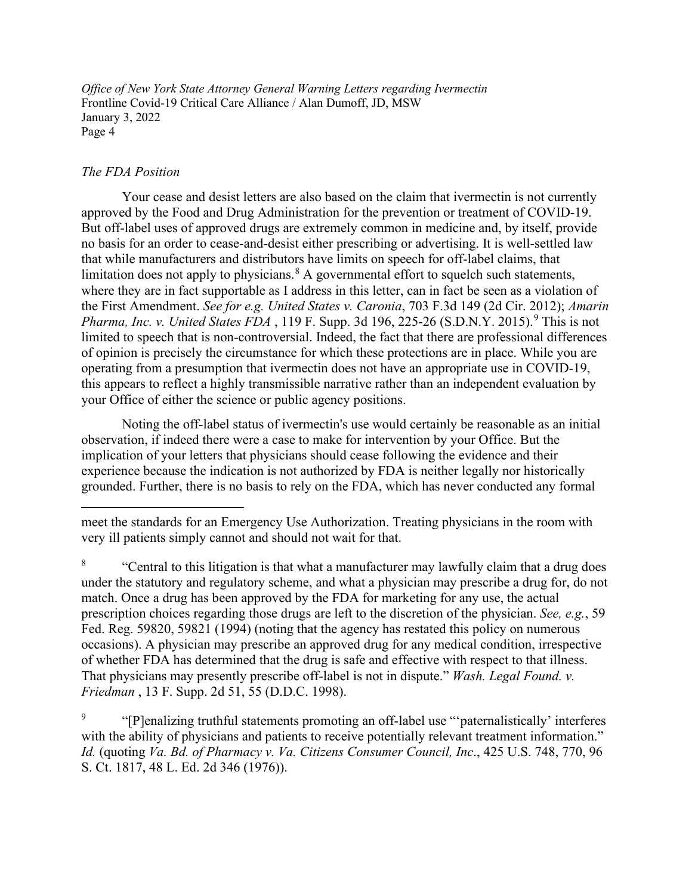*The FDA Position*

Your cease and desist letters are also based on the claim that ivermectin is not currently approved by the Food and Drug Administration for the prevention or treatment of COVID-19. But off-label uses of approved drugs are extremely common in medicine and, by itself, provide no basis for an order to cease-and-desist either prescribing or advertising. It is well-settled law that while manufacturers and distributors have limits on speech for off-label claims, that limitation does not apply to physicians.[8] A governmental effort to squelch such statements, where they are in fact supportable as I address in this letter, can in fact be seen as a violation of the First Amendment. *See for e.g. United States v. Caronia*, 703 F.3d 149 (2d Cir. 2012); *Amarin Pharma, Inc. v. United States FDA* , 119 F. Supp. 3d 196, 225-26 (S.D.N.Y. 2015).[9] This is not limited to speech that is non-controversial. Indeed, the fact that there are professional differences of opinion is precisely the circumstance for which these protections are in place. While you are operating from a presumption that ivermectin does not have an appropriate use in COVID-19, this appears to reflect a highly transmissible narrative rather than an independent evaluation by your Office of either the science or public agency positions.

Noting the off-label status of ivermectin's use would certainly be reasonable as an initial observation, if indeed there were a case to make for intervention by your Office. But the implication of your letters that physicians should cease following the evidence and their experience because the indication is not authorized by FDA is neither legally nor historically grounded. Further, there is no basis to rely on the FDA, which has never conducted any formal

---

meet the standards for an Emergency Use Authorization. Treating physicians in the room with very ill patients simply cannot and should not wait for that.

[8] "Central to this litigation is that what a manufacturer may lawfully claim that a drug does under the statutory and regulatory scheme, and what a physician may prescribe a drug for, do not match. Once a drug has been approved by the FDA for marketing for any use, the actual prescription choices regarding those drugs are left to the discretion of the physician. *See, e.g.*, 59 Fed. Reg. 59820, 59821 (1994) (noting that the agency has restated this policy on numerous occasions). A physician may prescribe an approved drug for any medical condition, irrespective of whether FDA has determined that the drug is safe and effective with respect to that illness. That physicians may presently prescribe off-label is not in dispute." *Wash. Legal Found. v. Friedman* , 13 F. Supp. 2d 51, 55 (D.D.C. 1998).

[9] "[P]enalizing truthful statements promoting an off-label use "'paternalistically' interferes with the ability of physicians and patients to receive potentially relevant treatment information." *Id.* (quoting *Va. Bd. of Pharmacy v. Va. Citizens Consumer Council, Inc*., 425 U.S. 748, 770, 96 S. Ct. 1817, 48 L. Ed. 2d 346 (1976)).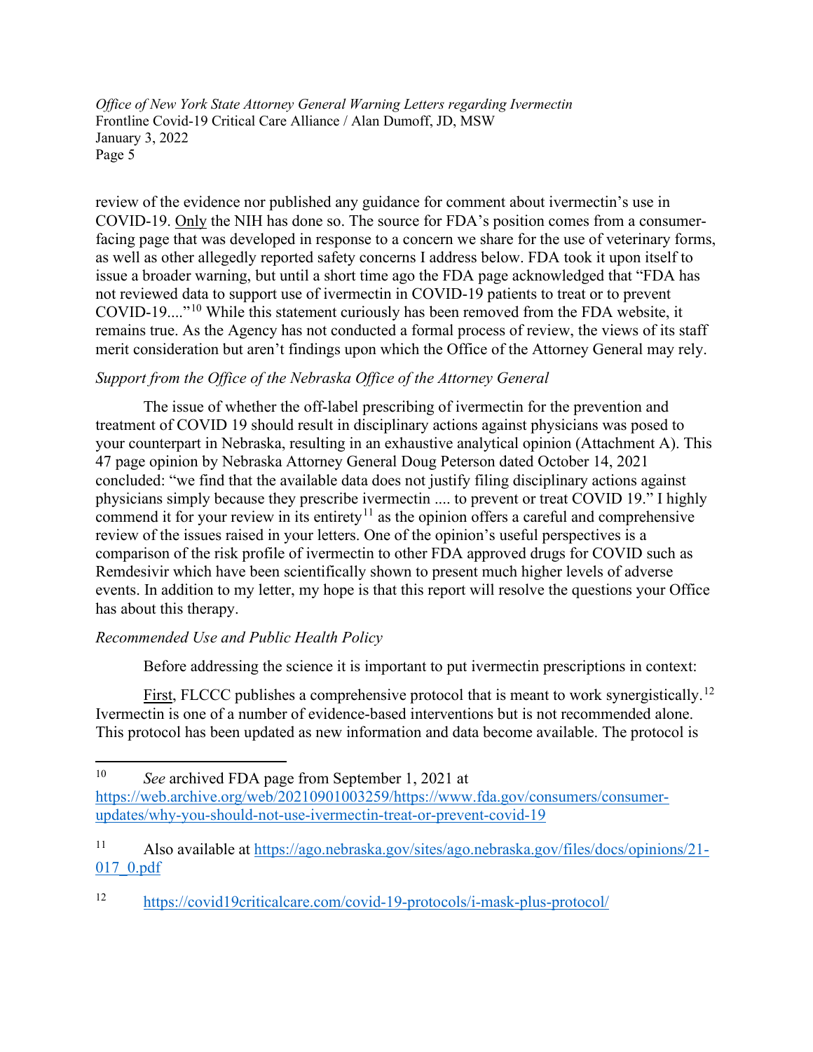review of the evidence nor published any guidance for comment about ivermectin's use in COVID-19. Only the NIH has done so. The source for FDA's position comes from a consumer-facing page that was developed in response to a concern we share for the use of veterinary forms, as well as other allegedly reported safety concerns I address below. FDA took it upon itself to issue a broader warning, but until a short time ago the FDA page acknowledged that "FDA has not reviewed data to support use of ivermectin in COVID-19 patients to treat or to prevent COVID-19...."[10] While this statement curiously has been removed from the FDA website, it remains true. As the Agency has not conducted a formal process of review, the views of its staff merit consideration but aren't findings upon which the Office of the Attorney General may rely.

*Support from the Office of the Nebraska Office of the Attorney General*

The issue of whether the off-label prescribing of ivermectin for the prevention and treatment of COVID 19 should result in disciplinary actions against physicians was posed to your counterpart in Nebraska, resulting in an exhaustive analytical opinion (Attachment A). This 47 page opinion by Nebraska Attorney General Doug Peterson dated October 14, 2021 concluded: "we find that the available data does not justify filing disciplinary actions against physicians simply because they prescribe ivermectin .... to prevent or treat COVID 19." I highly commend it for your review in its entirety[11] as the opinion offers a careful and comprehensive review of the issues raised in your letters. One of the opinion's useful perspectives is a comparison of the risk profile of ivermectin to other FDA approved drugs for COVID such as Remdesivir which have been scientifically shown to present much higher levels of adverse events. In addition to my letter, my hope is that this report will resolve the questions your Office has about this therapy.

*Recommended Use and Public Health Policy*

Before addressing the science it is important to put ivermectin prescriptions in context:

First, FLCCC publishes a comprehensive protocol that is meant to work synergistically.[12] Ivermectin is one of a number of evidence-based interventions but is not recommended alone. This protocol has been updated as new information and data become available. The protocol is

---

[10] *See* archived FDA page from September 1, 2021 at https://web.archive.org/web/20210901003259/https://www.fda.gov/consumers/consumer-updates/why-you-should-not-use-ivermectin-treat-or-prevent-covid-19

[11] Also available at https://ago.nebraska.gov/sites/ago.nebraska.gov/files/docs/opinions/21-017_0.pdf

[12] https://covid19criticalcare.com/covid-19-protocols/i-mask-plus-protocol/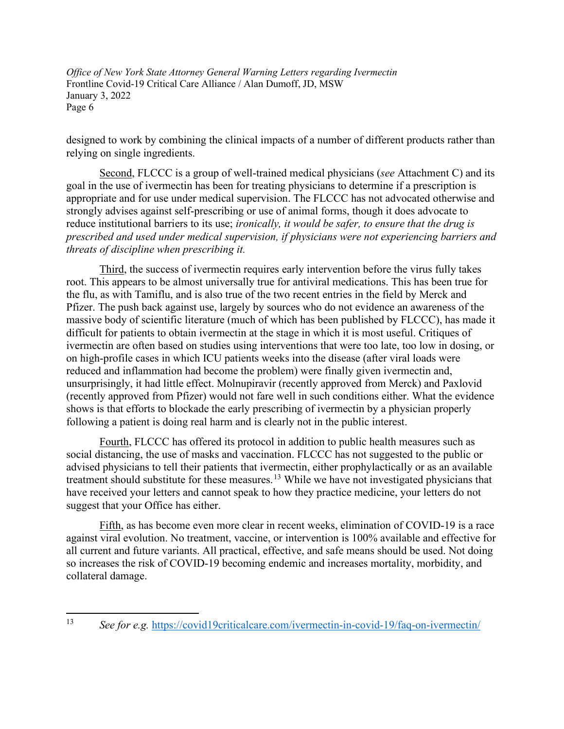designed to work by combining the clinical impacts of a number of different products rather than relying on single ingredients.

Second, FLCCC is a group of well-trained medical physicians (*see* Attachment C) and its goal in the use of ivermectin has been for treating physicians to determine if a prescription is appropriate and for use under medical supervision. The FLCCC has not advocated otherwise and strongly advises against self-prescribing or use of animal forms, though it does advocate to reduce institutional barriers to its use; *ironically, it would be safer, to ensure that the drug is prescribed and used under medical supervision, if physicians were not experiencing barriers and threats of discipline when prescribing it.*

Third, the success of ivermectin requires early intervention before the virus fully takes root. This appears to be almost universally true for antiviral medications. This has been true for the flu, as with Tamiflu, and is also true of the two recent entries in the field by Merck and Pfizer. The push back against use, largely by sources who do not evidence an awareness of the massive body of scientific literature (much of which has been published by FLCCC), has made it difficult for patients to obtain ivermectin at the stage in which it is most useful. Critiques of ivermectin are often based on studies using interventions that were too late, too low in dosing, or on high-profile cases in which ICU patients weeks into the disease (after viral loads were reduced and inflammation had become the problem) were finally given ivermectin and, unsurprisingly, it had little effect. Molnupiravir (recently approved from Merck) and Paxlovid (recently approved from Pfizer) would not fare well in such conditions either. What the evidence shows is that efforts to blockade the early prescribing of ivermectin by a physician properly following a patient is doing real harm and is clearly not in the public interest.

Fourth, FLCCC has offered its protocol in addition to public health measures such as social distancing, the use of masks and vaccination. FLCCC has not suggested to the public or advised physicians to tell their patients that ivermectin, either prophylactically or as an available treatment should substitute for these measures.[13] While we have not investigated physicians that have received your letters and cannot speak to how they practice medicine, your letters do not suggest that your Office has either.

Fifth, as has become even more clear in recent weeks, elimination of COVID-19 is a race against viral evolution. No treatment, vaccine, or intervention is 100% available and effective for all current and future variants. All practical, effective, and safe means should be used. Not doing so increases the risk of COVID-19 becoming endemic and increases mortality, morbidity, and collateral damage.

---

[13] *See for e.g.* https://covid19criticalcare.com/ivermectin-in-covid-19/faq-on-ivermectin/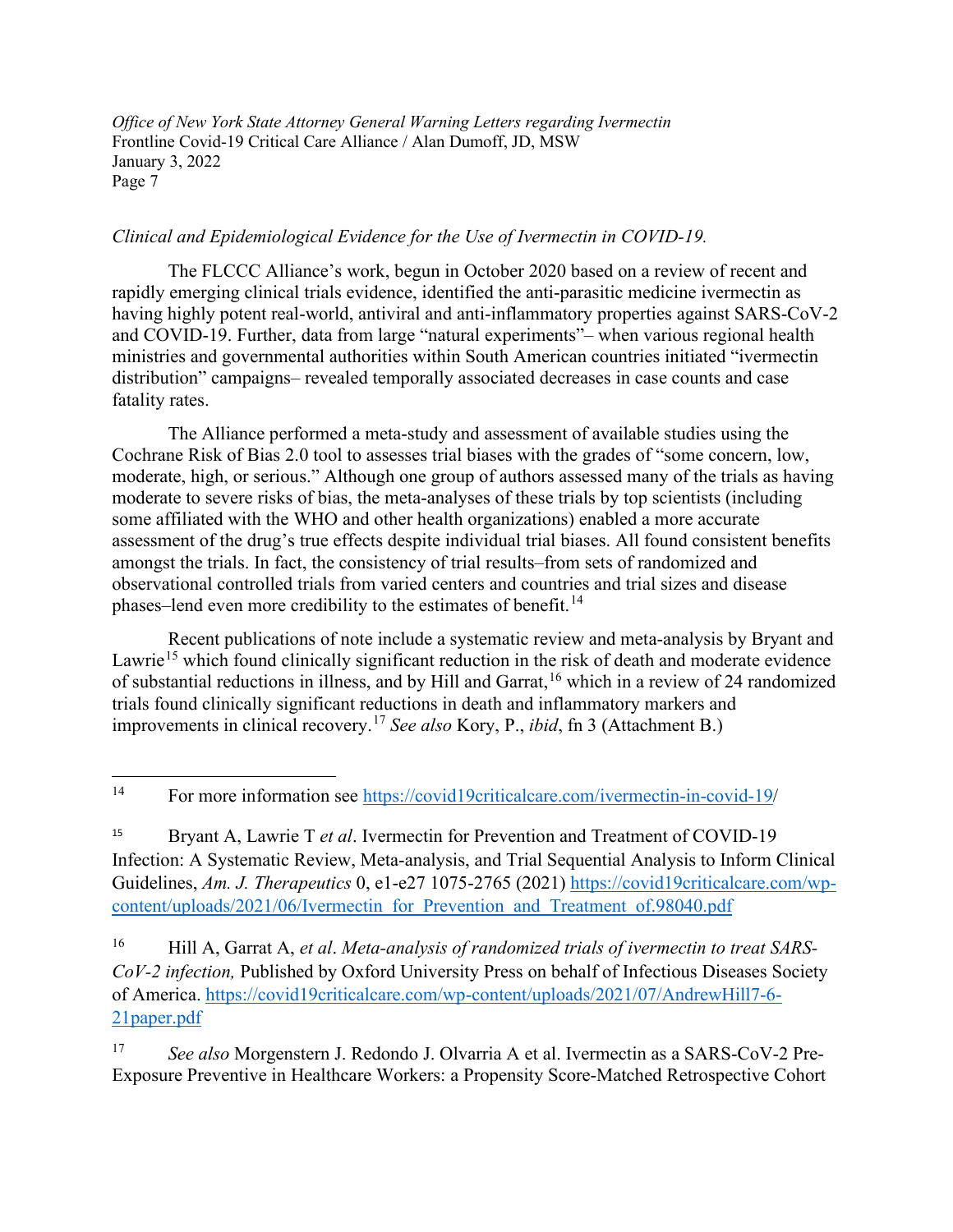*Clinical and Epidemiological Evidence for the Use of Ivermectin in COVID-19.*

The FLCCC Alliance's work, begun in October 2020 based on a review of recent and rapidly emerging clinical trials evidence, identified the anti-parasitic medicine ivermectin as having highly potent real-world, antiviral and anti-inflammatory properties against SARS-CoV-2 and COVID-19. Further, data from large "natural experiments"– when various regional health ministries and governmental authorities within South American countries initiated "ivermectin distribution" campaigns– revealed temporally associated decreases in case counts and case fatality rates.

The Alliance performed a meta-study and assessment of available studies using the Cochrane Risk of Bias 2.0 tool to assesses trial biases with the grades of "some concern, low, moderate, high, or serious." Although one group of authors assessed many of the trials as having moderate to severe risks of bias, the meta-analyses of these trials by top scientists (including some affiliated with the WHO and other health organizations) enabled a more accurate assessment of the drug's true effects despite individual trial biases. All found consistent benefits amongst the trials. In fact, the consistency of trial results–from sets of randomized and observational controlled trials from varied centers and countries and trial sizes and disease phases–lend even more credibility to the estimates of benefit.[14]

Recent publications of note include a systematic review and meta-analysis by Bryant and Lawrie[15] which found clinically significant reduction in the risk of death and moderate evidence of substantial reductions in illness, and by Hill and Garrat,[16] which in a review of 24 randomized trials found clinically significant reductions in death and inflammatory markers and improvements in clinical recovery.[17] *See also* Kory, P., *ibid*, fn 3 (Attachment B.)

---

[14] For more information see https://covid19criticalcare.com/ivermectin-in-covid-19/

[15] Bryant A, Lawrie T *et al*. Ivermectin for Prevention and Treatment of COVID-19 Infection: A Systematic Review, Meta-analysis, and Trial Sequential Analysis to Inform Clinical Guidelines, *Am. J. Therapeutics* 0, e1-e27 1075-2765 (2021) https://covid19criticalcare.com/wp-content/uploads/2021/06/Ivermectin_for_Prevention_and_Treatment_of.98040.pdf

[16] Hill A, Garrat A, *et al*. *Meta-analysis of randomized trials of ivermectin to treat SARS-CoV-2 infection,* Published by Oxford University Press on behalf of Infectious Diseases Society of America. https://covid19criticalcare.com/wp-content/uploads/2021/07/AndrewHill7-6-21paper.pdf

[17] *See also* Morgenstern J. Redondo J. Olvarria A et al. Ivermectin as a SARS-CoV-2 Pre-Exposure Preventive in Healthcare Workers: a Propensity Score-Matched Retrospective Cohort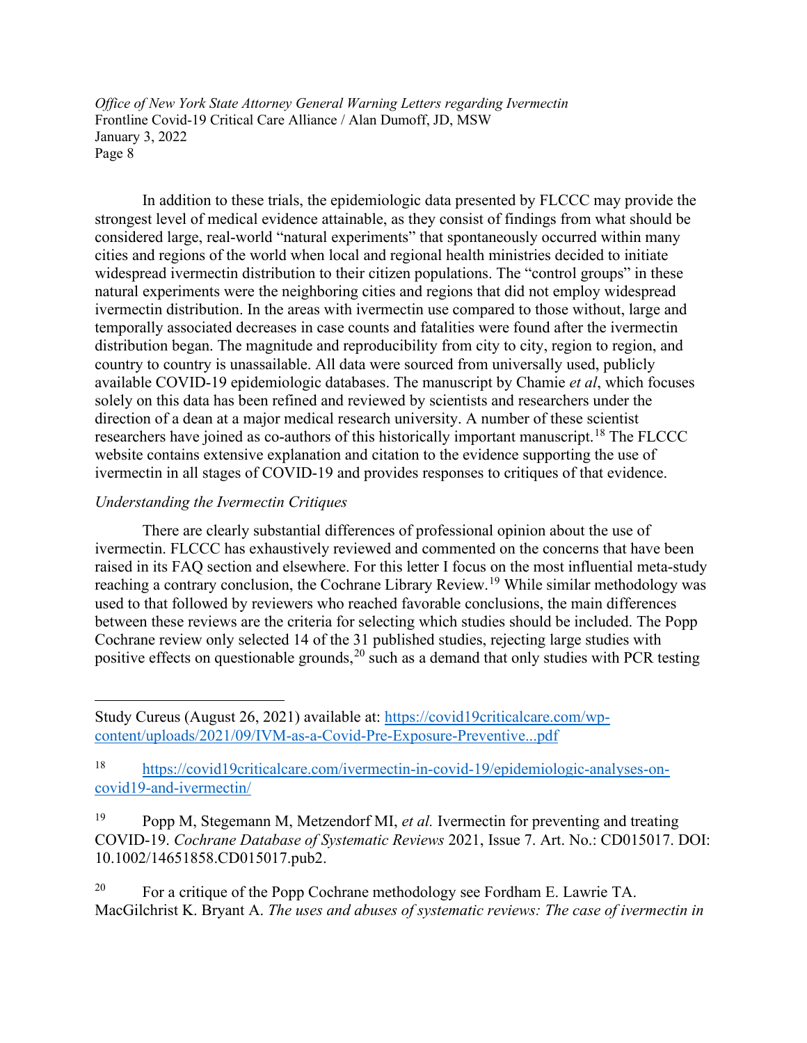In addition to these trials, the epidemiologic data presented by FLCCC may provide the strongest level of medical evidence attainable, as they consist of findings from what should be considered large, real-world "natural experiments" that spontaneously occurred within many cities and regions of the world when local and regional health ministries decided to initiate widespread ivermectin distribution to their citizen populations. The "control groups" in these natural experiments were the neighboring cities and regions that did not employ widespread ivermectin distribution. In the areas with ivermectin use compared to those without, large and temporally associated decreases in case counts and fatalities were found after the ivermectin distribution began. The magnitude and reproducibility from city to city, region to region, and country to country is unassailable. All data were sourced from universally used, publicly available COVID-19 epidemiologic databases. The manuscript by Chamie *et al*, which focuses solely on this data has been refined and reviewed by scientists and researchers under the direction of a dean at a major medical research university. A number of these scientist researchers have joined as co-authors of this historically important manuscript.[18] The FLCCC website contains extensive explanation and citation to the evidence supporting the use of ivermectin in all stages of COVID-19 and provides responses to critiques of that evidence.

*Understanding the Ivermectin Critiques*

There are clearly substantial differences of professional opinion about the use of ivermectin. FLCCC has exhaustively reviewed and commented on the concerns that have been raised in its FAQ section and elsewhere. For this letter I focus on the most influential meta-study reaching a contrary conclusion, the Cochrane Library Review.[19] While similar methodology was used to that followed by reviewers who reached favorable conclusions, the main differences between these reviews are the criteria for selecting which studies should be included. The Popp Cochrane review only selected 14 of the 31 published studies, rejecting large studies with positive effects on questionable grounds,[20] such as a demand that only studies with PCR testing

---

Study Cureus (August 26, 2021) available at: [https://covid19criticalcare.com/wp-content/uploads/2021/09/IVM-as-a-Covid-Pre-Exposure-Preventive...pdf](https://covid19criticalcare.com/wp-content/uploads/2021/09/IVM-as-a-Covid-Pre-Exposure-Preventive...pdf)

[18] [https://covid19criticalcare.com/ivermectin-in-covid-19/epidemiologic-analyses-on-covid19-and-ivermectin/](https://covid19criticalcare.com/ivermectin-in-covid-19/epidemiologic-analyses-on-covid19-and-ivermectin/)

[19] Popp M, Stegemann M, Metzendorf MI, *et al.* Ivermectin for preventing and treating COVID-19. *Cochrane Database of Systematic Reviews* 2021, Issue 7. Art. No.: CD015017. DOI: 10.1002/14651858.CD015017.pub2.

[20] For a critique of the Popp Cochrane methodology see Fordham E. Lawrie TA. MacGilchrist K. Bryant A. *The uses and abuses of systematic reviews: The case of ivermectin in*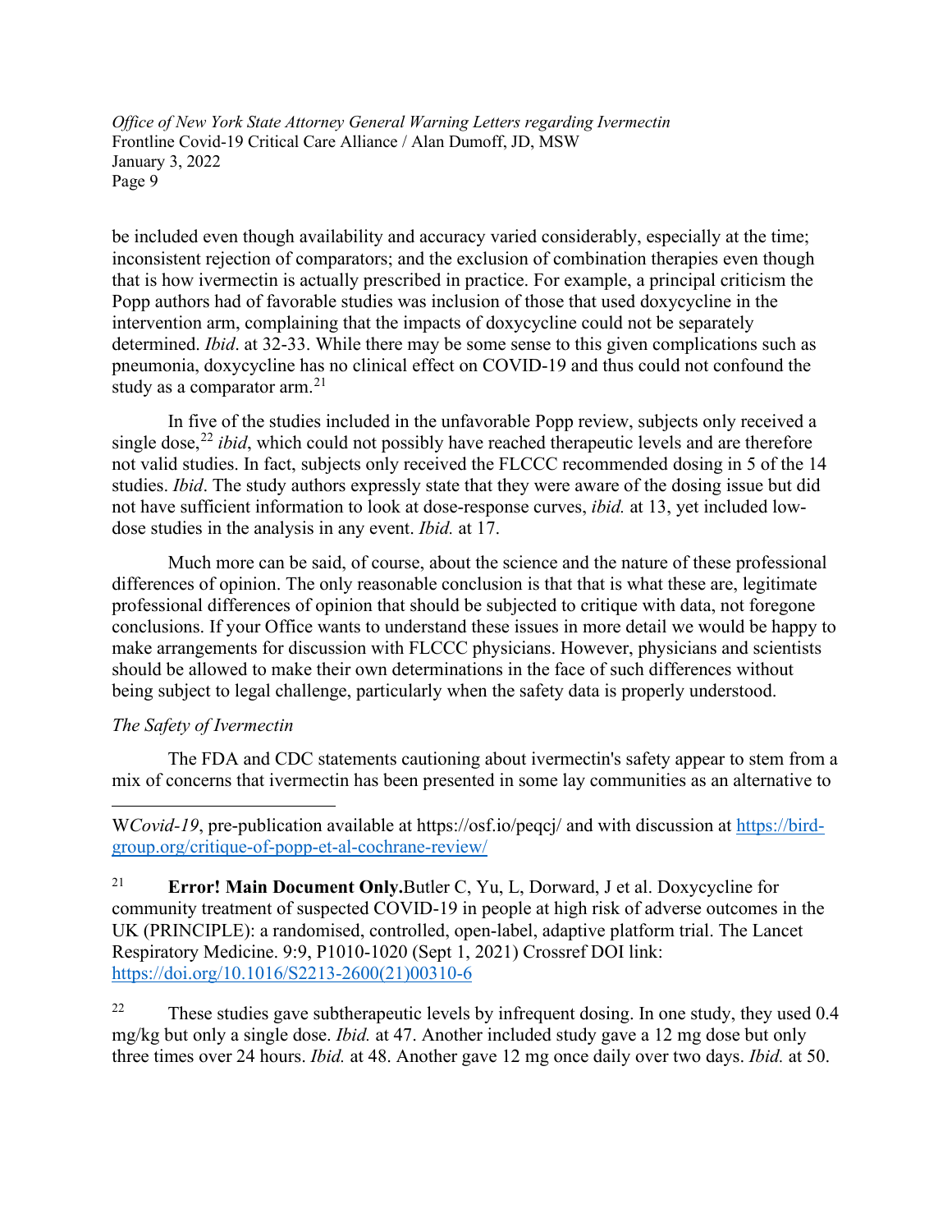be included even though availability and accuracy varied considerably, especially at the time; inconsistent rejection of comparators; and the exclusion of combination therapies even though that is how ivermectin is actually prescribed in practice. For example, a principal criticism the Popp authors had of favorable studies was inclusion of those that used doxycycline in the intervention arm, complaining that the impacts of doxycycline could not be separately determined. *Ibid*. at 32-33. While there may be some sense to this given complications such as pneumonia, doxycycline has no clinical effect on COVID-19 and thus could not confound the study as a comparator arm.[21]

In five of the studies included in the unfavorable Popp review, subjects only received a single dose,[22] *ibid*, which could not possibly have reached therapeutic levels and are therefore not valid studies. In fact, subjects only received the FLCCC recommended dosing in 5 of the 14 studies. *Ibid*. The study authors expressly state that they were aware of the dosing issue but did not have sufficient information to look at dose-response curves, *ibid.* at 13, yet included low-dose studies in the analysis in any event. *Ibid.* at 17.

Much more can be said, of course, about the science and the nature of these professional differences of opinion. The only reasonable conclusion is that that is what these are, legitimate professional differences of opinion that should be subjected to critique with data, not foregone conclusions. If your Office wants to understand these issues in more detail we would be happy to make arrangements for discussion with FLCCC physicians. However, physicians and scientists should be allowed to make their own determinations in the face of such differences without being subject to legal challenge, particularly when the safety data is properly understood.

*The Safety of Ivermectin*

The FDA and CDC statements cautioning about ivermectin's safety appear to stem from a mix of concerns that ivermectin has been presented in some lay communities as an alternative to

---

W*Covid-19*, pre-publication available at https://osf.io/peqcj/ and with discussion at https://bird-group.org/critique-of-popp-et-al-cochrane-review/

[21] **Error! Main Document Only.**Butler C, Yu, L, Dorward, J et al. Doxycycline for community treatment of suspected COVID-19 in people at high risk of adverse outcomes in the UK (PRINCIPLE): a randomised, controlled, open-label, adaptive platform trial. The Lancet Respiratory Medicine. 9:9, P1010-1020 (Sept 1, 2021) Crossref DOI link: https://doi.org/10.1016/S2213-2600(21)00310-6

[22] These studies gave subtherapeutic levels by infrequent dosing. In one study, they used 0.4 mg/kg but only a single dose. *Ibid.* at 47. Another included study gave a 12 mg dose but only three times over 24 hours. *Ibid.* at 48. Another gave 12 mg once daily over two days. *Ibid.* at 50.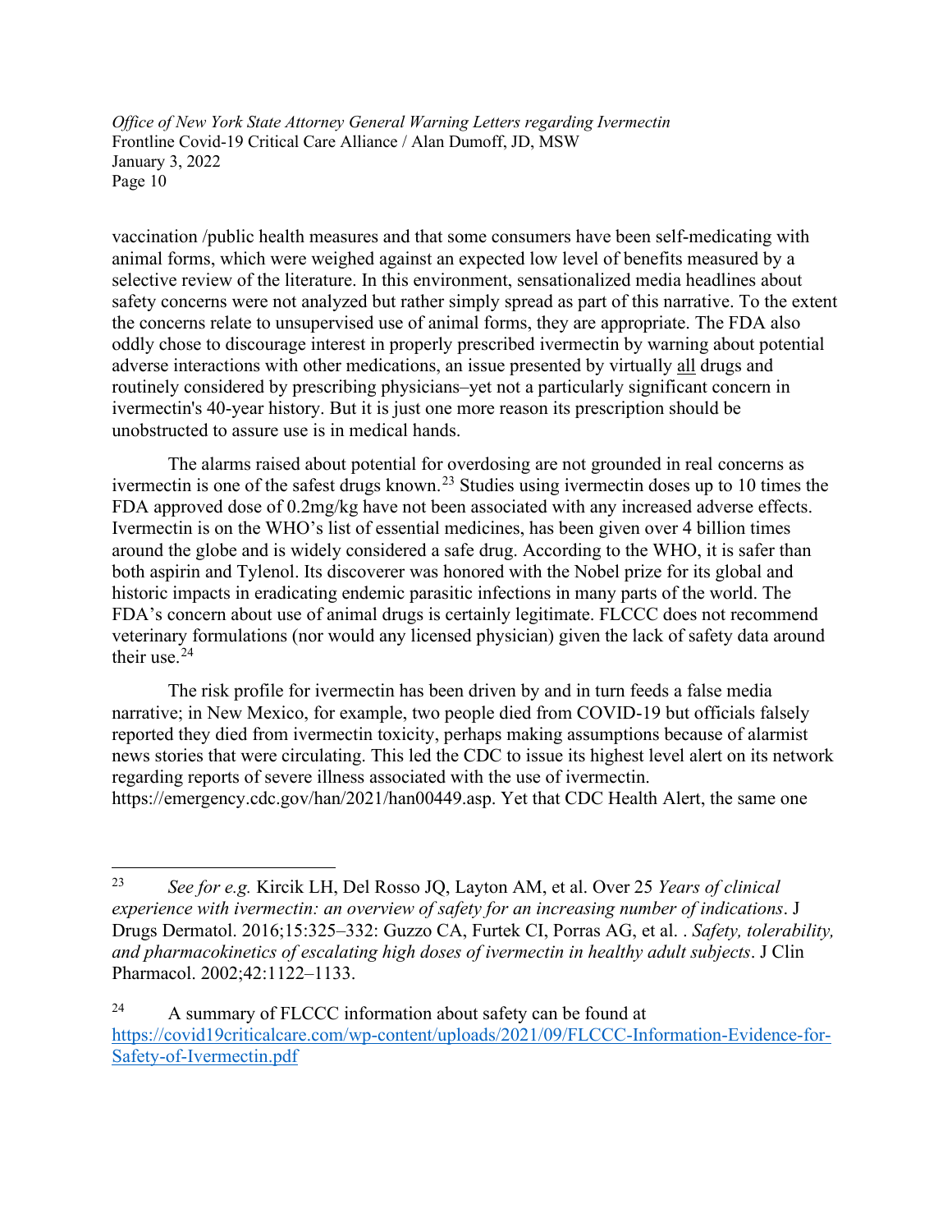vaccination /public health measures and that some consumers have been self-medicating with animal forms, which were weighed against an expected low level of benefits measured by a selective review of the literature. In this environment, sensationalized media headlines about safety concerns were not analyzed but rather simply spread as part of this narrative. To the extent the concerns relate to unsupervised use of animal forms, they are appropriate. The FDA also oddly chose to discourage interest in properly prescribed ivermectin by warning about potential adverse interactions with other medications, an issue presented by virtually all drugs and routinely considered by prescribing physicians–yet not a particularly significant concern in ivermectin's 40-year history. But it is just one more reason its prescription should be unobstructed to assure use is in medical hands.

The alarms raised about potential for overdosing are not grounded in real concerns as ivermectin is one of the safest drugs known.[23] Studies using ivermectin doses up to 10 times the FDA approved dose of 0.2mg/kg have not been associated with any increased adverse effects. Ivermectin is on the WHO's list of essential medicines, has been given over 4 billion times around the globe and is widely considered a safe drug. According to the WHO, it is safer than both aspirin and Tylenol. Its discoverer was honored with the Nobel prize for its global and historic impacts in eradicating endemic parasitic infections in many parts of the world. The FDA's concern about use of animal drugs is certainly legitimate. FLCCC does not recommend veterinary formulations (nor would any licensed physician) given the lack of safety data around their use.[24]

The risk profile for ivermectin has been driven by and in turn feeds a false media narrative; in New Mexico, for example, two people died from COVID-19 but officials falsely reported they died from ivermectin toxicity, perhaps making assumptions because of alarmist news stories that were circulating. This led the CDC to issue its highest level alert on its network regarding reports of severe illness associated with the use of ivermectin. https://emergency.cdc.gov/han/2021/han00449.asp. Yet that CDC Health Alert, the same one

---

[23] *See for e.g.* Kircik LH, Del Rosso JQ, Layton AM, et al. Over 25 *Years of clinical experience with ivermectin: an overview of safety for an increasing number of indications*. J Drugs Dermatol. 2016;15:325–332: Guzzo CA, Furtek CI, Porras AG, et al. . *Safety, tolerability, and pharmacokinetics of escalating high doses of ivermectin in healthy adult subjects*. J Clin Pharmacol. 2002;42:1122–1133.

[24] A summary of FLCCC information about safety can be found at https://covid19criticalcare.com/wp-content/uploads/2021/09/FLCCC-Information-Evidence-for-Safety-of-Ivermectin.pdf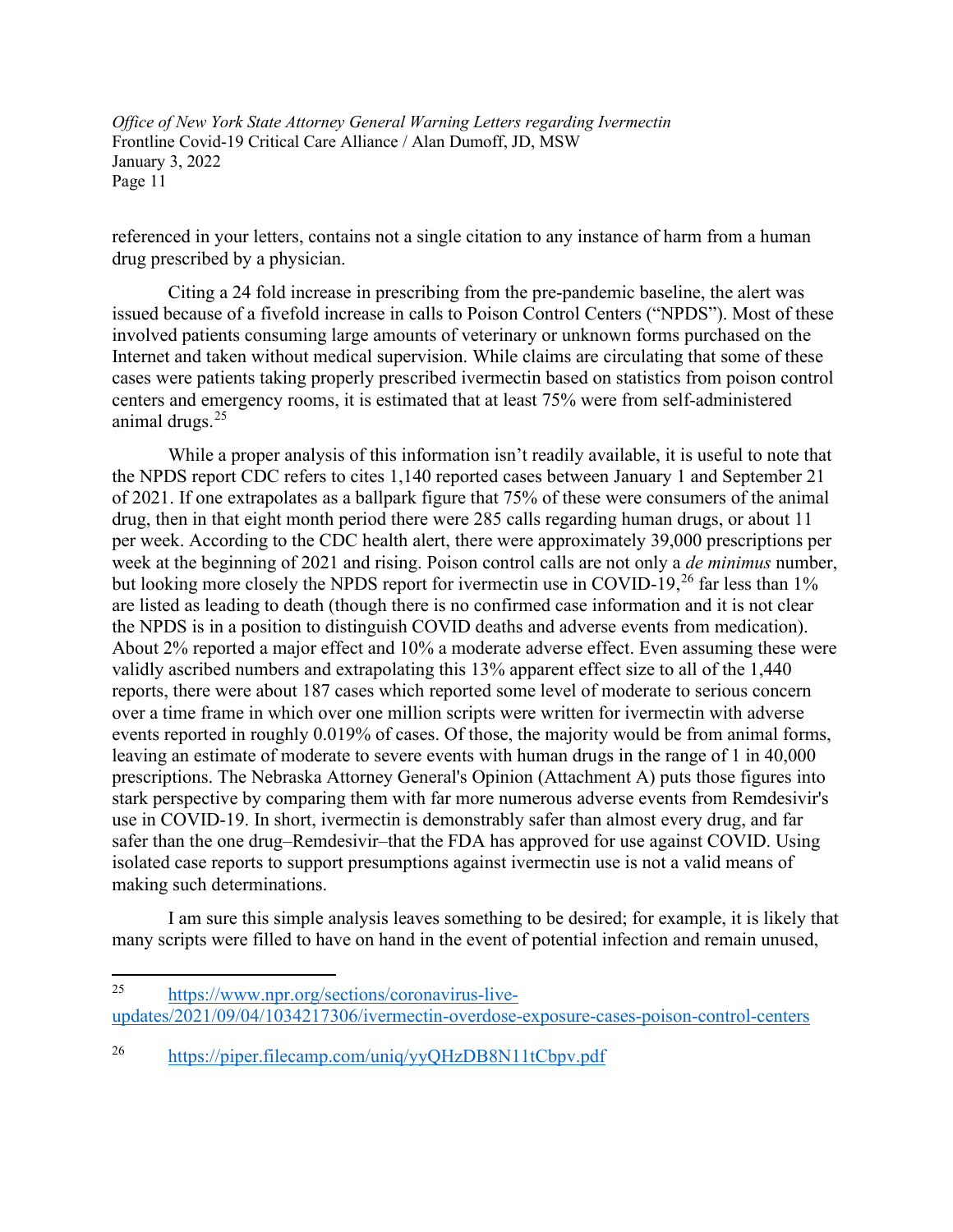referenced in your letters, contains not a single citation to any instance of harm from a human drug prescribed by a physician.

Citing a 24 fold increase in prescribing from the pre-pandemic baseline, the alert was issued because of a fivefold increase in calls to Poison Control Centers ("NPDS"). Most of these involved patients consuming large amounts of veterinary or unknown forms purchased on the Internet and taken without medical supervision. While claims are circulating that some of these cases were patients taking properly prescribed ivermectin based on statistics from poison control centers and emergency rooms, it is estimated that at least 75% were from self-administered animal drugs.[25]

While a proper analysis of this information isn't readily available, it is useful to note that the NPDS report CDC refers to cites 1,140 reported cases between January 1 and September 21 of 2021. If one extrapolates as a ballpark figure that 75% of these were consumers of the animal drug, then in that eight month period there were 285 calls regarding human drugs, or about 11 per week. According to the CDC health alert, there were approximately 39,000 prescriptions per week at the beginning of 2021 and rising. Poison control calls are not only a *de minimus* number, but looking more closely the NPDS report for ivermectin use in COVID-19,[26] far less than 1% are listed as leading to death (though there is no confirmed case information and it is not clear the NPDS is in a position to distinguish COVID deaths and adverse events from medication). About 2% reported a major effect and 10% a moderate adverse effect. Even assuming these were validly ascribed numbers and extrapolating this 13% apparent effect size to all of the 1,440 reports, there were about 187 cases which reported some level of moderate to serious concern over a time frame in which over one million scripts were written for ivermectin with adverse events reported in roughly 0.019% of cases. Of those, the majority would be from animal forms, leaving an estimate of moderate to severe events with human drugs in the range of 1 in 40,000 prescriptions. The Nebraska Attorney General's Opinion (Attachment A) puts those figures into stark perspective by comparing them with far more numerous adverse events from Remdesivir's use in COVID-19. In short, ivermectin is demonstrably safer than almost every drug, and far safer than the one drug–Remdesivir–that the FDA has approved for use against COVID. Using isolated case reports to support presumptions against ivermectin use is not a valid means of making such determinations.

I am sure this simple analysis leaves something to be desired; for example, it is likely that many scripts were filled to have on hand in the event of potential infection and remain unused,

---

[25] https://www.npr.org/sections/coronavirus-live-updates/2021/09/04/1034217306/ivermectin-overdose-exposure-cases-poison-control-centers

[26] https://piper.filecamp.com/uniq/yyQHzDB8N11tCbpv.pdf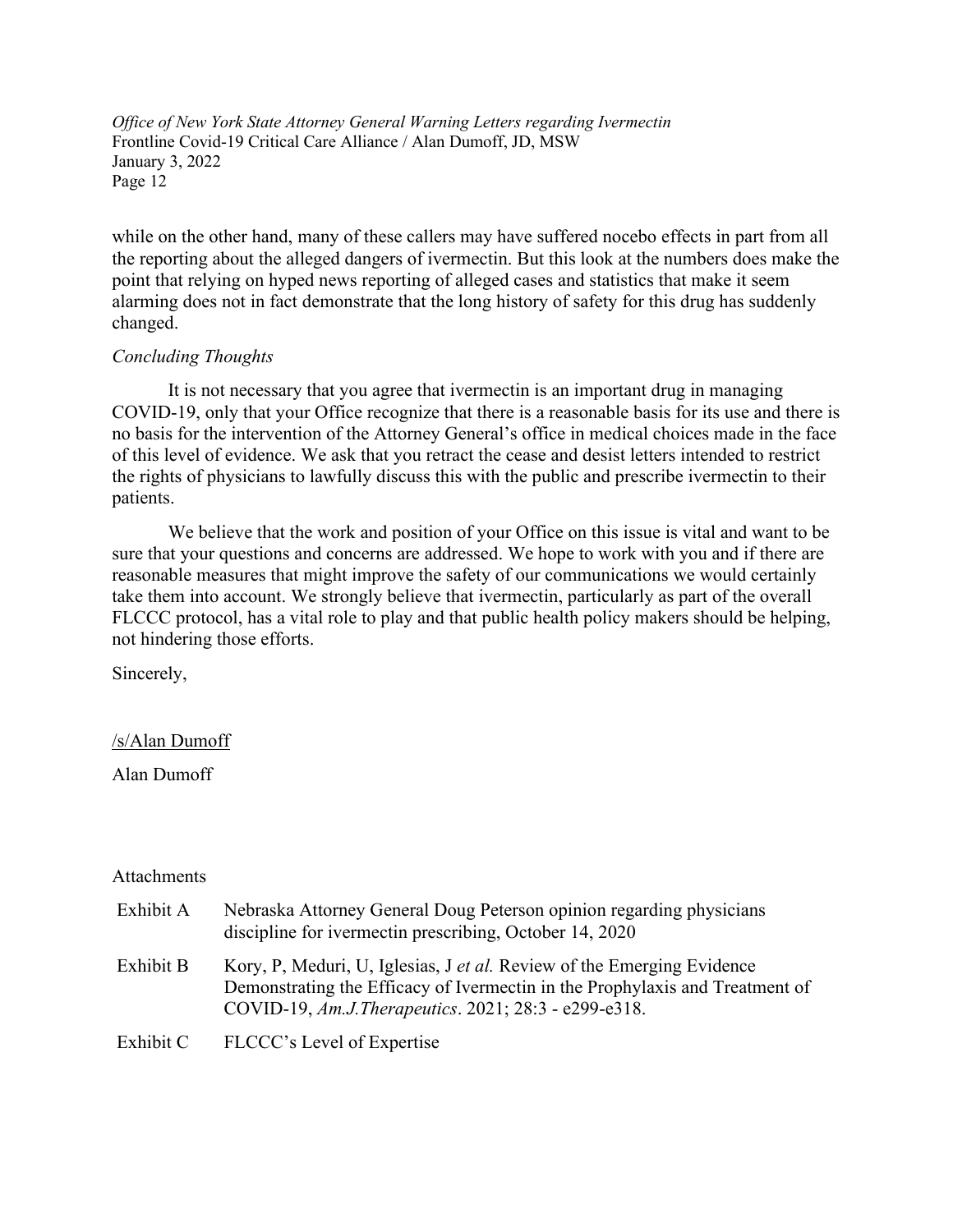while on the other hand, many of these callers may have suffered nocebo effects in part from all the reporting about the alleged dangers of ivermectin. But this look at the numbers does make the point that relying on hyped news reporting of alleged cases and statistics that make it seem alarming does not in fact demonstrate that the long history of safety for this drug has suddenly changed.

*Concluding Thoughts*

It is not necessary that you agree that ivermectin is an important drug in managing COVID-19, only that your Office recognize that there is a reasonable basis for its use and there is no basis for the intervention of the Attorney General's office in medical choices made in the face of this level of evidence. We ask that you retract the cease and desist letters intended to restrict the rights of physicians to lawfully discuss this with the public and prescribe ivermectin to their patients.

We believe that the work and position of your Office on this issue is vital and want to be sure that your questions and concerns are addressed. We hope to work with you and if there are reasonable measures that might improve the safety of our communications we would certainly take them into account. We strongly believe that ivermectin, particularly as part of the overall FLCCC protocol, has a vital role to play and that public health policy makers should be helping, not hindering those efforts.

Sincerely,

/s/Alan Dumoff

Alan Dumoff

Attachments

| | |
|---|---|
| Exhibit A | Nebraska Attorney General Doug Peterson opinion regarding physicians discipline for ivermectin prescribing, October 14, 2020 |
| Exhibit B | Kory, P, Meduri, U, Iglesias, J *et al.* Review of the Emerging Evidence Demonstrating the Efficacy of Ivermectin in the Prophylaxis and Treatment of COVID-19, *Am.J.Therapeutics*. 2021; 28:3 - e299-e318. |
| Exhibit C | FLCCC's Level of Expertise |